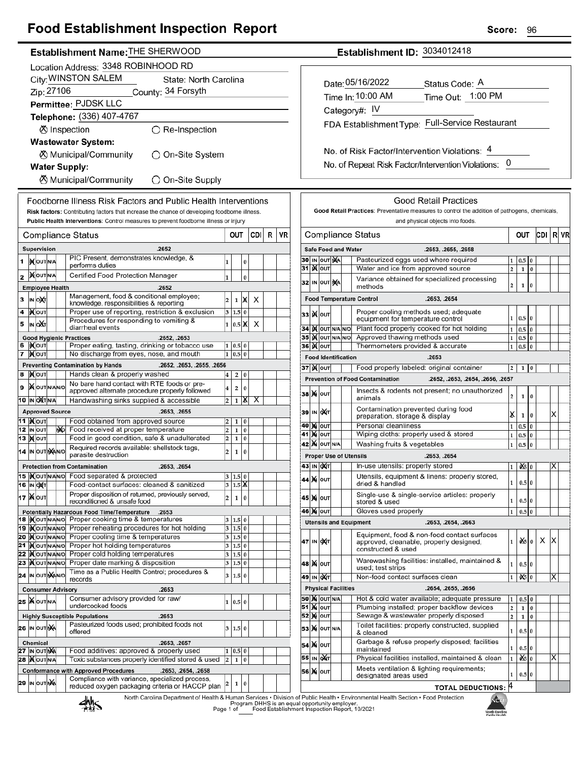# Food Establishment Inspection Report

**Score:** 96

**Establishment Name:** THE SHERWOOD

**Establishment ID:** 3034012418

Location Address: 3348 ROBINHOOD RD

City: WINSTON SALEM State: North Carolina

Zip: 27106 County: 34 Forsyth

Permittee: PJDSK LLC

Telephone: (336) 407-4767

☒ Inspection ○ Re-Inspection

**Wastewater System:**

☒ Municipal/Community ○ On-Site System

**Water Supply:**

☒ Municipal/Community ○ On-Site Supply

Date: 05/16/2022 Status Code: A

Time In: 10:00 AM Time Out: 1:00 PM

Category#: IV

FDA Establishment Type: Full-Service Restaurant

No. of Risk Factor/Intervention Violations: 4

No. of Repeat Risk Factor/Intervention Violations: 0

## Foodborne Illness Risk Factors and Public Health Interventions

**Risk factors:** Contributing factors that increase the chance of developing foodborne illness.

**Public Health Interventions:** Control measures to prevent foodborne illness or injury

| # | Compliance Status | | OUT | | CDI | R | VR |
|---|---|---|---|---|---|---|---|
| | **Supervision** .2652 | | | | | | |
| 1 | IN | PIC Present, demonstrates knowledge, & performs duties | 1 | | 0 | | |
| 2 | IN | Certified Food Protection Manager | 1 | | 0 | | |
| | **Employee Health** .2652 | | | | | | |
| 3 | OUT | Management, food & conditional employee; knowledge, responsibilities & reporting | 2 | 1 | X | X | |
| 4 | IN | Proper use of reporting, restriction & exclusion | 3 | 1.5 | 0 | | |
| 5 | OUT | Procedures for responding to vomiting & diarrheal events | 1 | 0.5 | X | X | |
| | **Good Hygienic Practices** .2652, .2653 | | | | | | |
| 6 | IN | Proper eating, tasting, drinking or tobacco use | 1 | 0.5 | 0 | | |
| 7 | IN | No discharge from eyes, nose, and mouth | 1 | 0.5 | 0 | | |
| | **Preventing Contamination by Hands** .2652, .2653, .2655, .2656 | | | | | | |
| 8 | IN | Hands clean & properly washed | 4 | 2 | 0 | | |
| 9 | IN | No bare hand contact with RTE foods or pre-approved alternate procedure properly followed | 4 | 2 | 0 | | |
| 10 | OUT | Handwashing sinks supplied & accessible | 2 | 1 | X | X | |
| | **Approved Source** .2653, .2655 | | | | | | |
| 11 | IN | Food obtained from approved source | 2 | 1 | 0 | | |
| 12 | N/O | Food received at proper temperature | 2 | 1 | 0 | | |
| 13 | IN | Food in good condition, safe & unadulterated | 2 | 1 | 0 | | |
| 14 | N/A | Required records available: shellstock tags, parasite destruction | 2 | 1 | 0 | | |
| | **Protection from Contamination** .2653, .2654 | | | | | | |
| 15 | IN | Food separated & protected | 3 | 1.5 | 0 | | |
| 16 | OUT | Food-contact surfaces: cleaned & sanitized | 3 | 1.5 | X | | |
| 17 | IN | Proper disposition of returned, previously served, reconditioned & unsafe food | 2 | 1 | 0 | | |
| | **Potentially Hazardous Food Time/Temperature** .2653 | | | | | | |
| 18 | IN | Proper cooking time & temperatures | 3 | 1.5 | 0 | | |
| 19 | IN | Proper reheating procedures for hot holding | 3 | 1.5 | 0 | | |
| 20 | IN | Proper cooling time & temperatures | 3 | 1.5 | 0 | | |
| 21 | IN | Proper hot holding temperatures | 3 | 1.5 | 0 | | |
| 22 | IN | Proper cold holding temperatures | 3 | 1.5 | 0 | | |
| 23 | IN | Proper date marking & disposition | 3 | 1.5 | 0 | | |
| 24 | N/A | Time as a Public Health Control; procedures & records | 3 | 1.5 | 0 | | |
| | **Consumer Advisory** .2653 | | | | | | |
| 25 | IN | Consumer advisory provided for raw/undercooked foods | 1 | 0.5 | 0 | | |
| | **Highly Susceptible Populations** .2653 | | | | | | |
| 26 | N/A | Pasteurized foods used; prohibited foods not offered | 3 | 1.5 | 0 | | |
| | **Chemical** .2653, .2657 | | | | | | |
| 27 | N/A | Food additives: approved & properly used | 1 | 0.5 | 0 | | |
| 28 | IN | Toxic substances properly identified stored & used | 2 | 1 | 0 | | |
| | **Conformance with Approved Procedures** .2653, .2654, .2658 | | | | | | |
| 29 | N/A | Compliance with variance, specialized process, reduced oxygen packaging criteria or HACCP plan | 2 | 1 | 0 | | |

## Good Retail Practices

**Good Retail Practices:** Preventative measures to control the addition of pathogens, chemicals, and physical objects into foods.

| # | Compliance Status | | OUT | | CDI | R | VR |
|---|---|---|---|---|---|---|---|
| | **Safe Food and Water** .2653, .2655, .2658 | | | | | | |
| 30 | N/A | Pasteurized eggs used where required | 1 | 0.5 | 0 | | |
| 31 | IN | Water and ice from approved source | 2 | 1 | 0 | | |
| 32 | N/A | Variance obtained for specialized processing methods | 2 | 1 | 0 | | |
| | **Food Temperature Control** .2653, .2654 | | | | | | |
| 33 | IN | Proper cooling methods used; adequate equipment for temperature control | 1 | 0.5 | 0 | | |
| 34 | IN | Plant food properly cooked for hot holding | 1 | 0.5 | 0 | | |
| 35 | IN | Approved thawing methods used | 1 | 0.5 | 0 | | |
| 36 | IN | Thermometers provided & accurate | 1 | 0.5 | 0 | | |
| | **Food Identification** .2653 | | | | | | |
| 37 | IN | Food properly labeled: original container | 2 | 1 | 0 | | |
| | **Prevention of Food Contamination** .2652, .2653, .2654, .2656, .2657 | | | | | | |
| 38 | IN | Insects & rodents not present; no unauthorized animals | 2 | 1 | 0 | | |
| 39 | OUT | Contamination prevented during food preparation, storage & display | X | 1 | 0 | | X |
| 40 | IN | Personal cleanliness | 1 | 0.5 | 0 | | |
| 41 | IN | Wiping cloths: properly used & stored | 1 | 0.5 | 0 | | |
| 42 | IN | Washing fruits & vegetables | 1 | 0.5 | 0 | | |
| | **Proper Use of Utensils** .2653, .2654 | | | | | | |
| 43 | OUT | In-use utensils: properly stored | 1 | X | 0 | | X |
| 44 | IN | Utensils, equipment & linens: properly stored, dried & handled | 1 | 0.5 | 0 | | |
| 45 | IN | Single-use & single-service articles: properly stored & used | 1 | 0.5 | 0 | | |
| 46 | IN | Gloves used properly | 1 | 0.5 | 0 | | |
| | **Utensils and Equipment** .2653, .2654, .2663 | | | | | | |
| 47 | OUT | Equipment, food & non-food contact surfaces approved, cleanable, properly designed, constructed & used | 1 | X | 0 | X | X |
| 48 | IN | Warewashing facilities: installed, maintained & used; test strips | 1 | 0.5 | 0 | | |
| 49 | OUT | Non-food contact surfaces clean | 1 | X | 0 | | X |
| | **Physical Facilities** .2654, .2655, .2656 | | | | | | |
| 50 | IN | Hot & cold water available; adequate pressure | 1 | 0.5 | 0 | | |
| 51 | IN | Plumbing installed; proper backflow devices | 2 | 1 | 0 | | |
| 52 | IN | Sewage & wastewater properly disposed | 2 | 1 | 0 | | |
| 53 | IN | Toilet facilities: properly constructed, supplied & cleaned | 1 | 0.5 | 0 | | |
| 54 | IN | Garbage & refuse properly disposed; facilities maintained | 1 | 0.5 | 0 | | |
| 55 | OUT | Physical facilities installed, maintained & clean | 1 | X | 0 | | X |
| 56 | IN | Meets ventilation & lighting requirements; designated areas used | 1 | 0.5 | 0 | | |
| | **TOTAL DEDUCTIONS:** 4 | | | | | | |

North Carolina Department of Health & Human Services • Division of Public Health • Environmental Health Section • Food Protection Program DHHS is an equal opportunity employer.

Food Establishment Inspection Report, 10/2021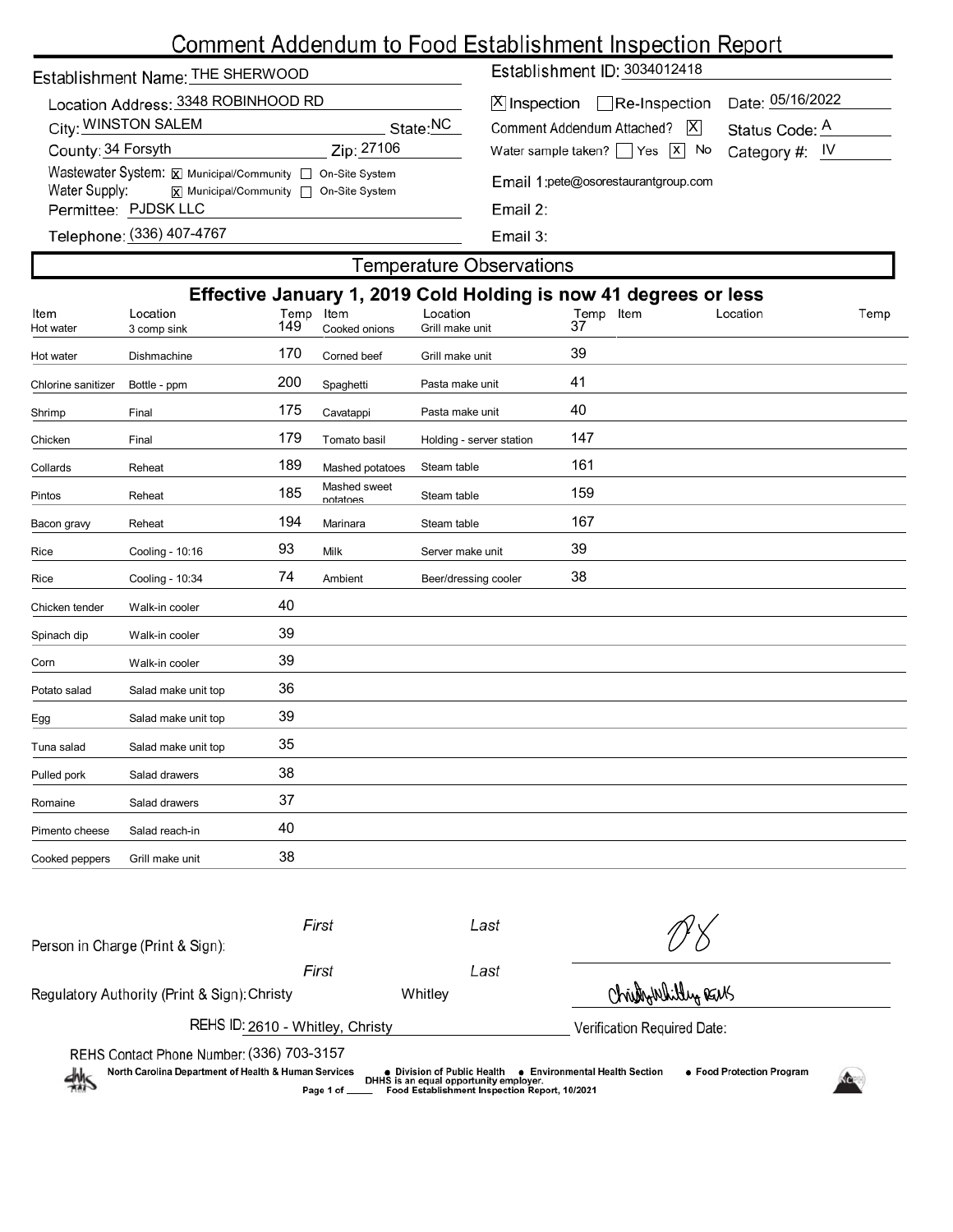# Comment Addendum to Food Establishment Inspection Report

**Establishment Name:** THE SHERWOOD

**Location Address:** 3348 ROBINHOOD RD

**City:** WINSTON SALEM **State:** NC

**County:** 34 Forsyth **Zip:** 27106

**Wastewater System:** [X] Municipal/Community [ ] On-Site System

**Water Supply:** [X] Municipal/Community [ ] On-Site System

**Permittee:** PJDSK LLC

**Telephone:** (336) 407-4767

**Establishment ID:** 3034012418

[X] Inspection [ ] Re-Inspection **Date:** 05/16/2022

**Comment Addendum Attached?** [X] **Status Code:** A

**Water sample taken?** [ ] Yes [X] No **Category #:** IV

**Email 1:** pete@osorestaurantgroup.com

**Email 2:**

**Email 3:**

## Temperature Observations

**Effective January 1, 2019 Cold Holding is now 41 degrees or less**

| Item | Location | Temp | Item | Location | Temp | Item | Location | Temp |
|---|---|---|---|---|---|---|---|---|
| Hot water | 3 comp sink | 149 | Cooked onions | Grill make unit | 37 | | | |
| Hot water | Dishmachine | 170 | Corned beef | Grill make unit | 39 | | | |
| Chlorine sanitizer | Bottle - ppm | 200 | Spaghetti | Pasta make unit | 41 | | | |
| Shrimp | Final | 175 | Cavatappi | Pasta make unit | 40 | | | |
| Chicken | Final | 179 | Tomato basil | Holding - server station | 147 | | | |
| Collards | Reheat | 189 | Mashed potatoes | Steam table | 161 | | | |
| Pintos | Reheat | 185 | Mashed sweet potatoes | Steam table | 159 | | | |
| Bacon gravy | Reheat | 194 | Marinara | Steam table | 167 | | | |
| Rice | Cooling - 10:16 | 93 | Milk | Server make unit | 39 | | | |
| Rice | Cooling - 10:34 | 74 | Ambient | Beer/dressing cooler | 38 | | | |
| Chicken tender | Walk-in cooler | 40 | | | | | | |
| Spinach dip | Walk-in cooler | 39 | | | | | | |
| Corn | Walk-in cooler | 39 | | | | | | |
| Potato salad | Salad make unit top | 36 | | | | | | |
| Egg | Salad make unit top | 39 | | | | | | |
| Tuna salad | Salad make unit top | 35 | | | | | | |
| Pulled pork | Salad drawers | 38 | | | | | | |
| Romaine | Salad drawers | 37 | | | | | | |
| Pimento cheese | Salad reach-in | 40 | | | | | | |
| Cooked peppers | Grill make unit | 38 | | | | | | |

**Person in Charge (Print & Sign):** First ____ Last ____

**Regulatory Authority (Print & Sign):** First Christy Last Whitley

**REHS ID:** 2610 - Whitley, Christy

**Verification Required Date:**

**REHS Contact Phone Number:** (336) 703-3157

North Carolina Department of Health & Human Services • Division of Public Health • Environmental Health Section • Food Protection Program

DHHS is an equal opportunity employer.

Food Establishment Inspection Report, 10/2021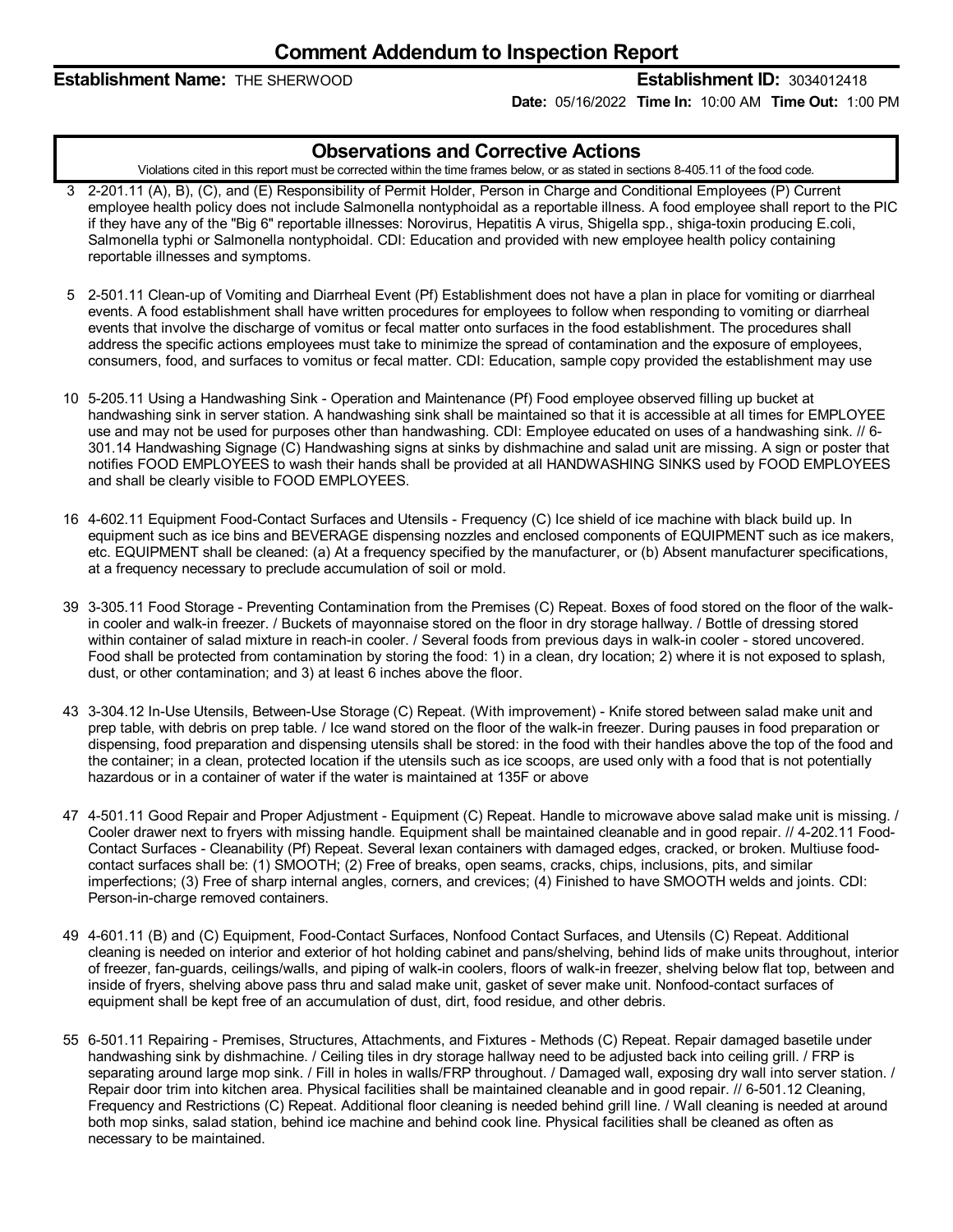# Comment Addendum to Inspection Report

**Establishment Name:** THE SHERWOOD **Establishment ID:** 3034012418

**Date:** 05/16/2022 **Time In:** 10:00 AM **Time Out:** 1:00 PM

## Observations and Corrective Actions

Violations cited in this report must be corrected within the time frames below, or as stated in sections 8-405.11 of the food code.

3 2-201.11 (A), B), (C), and (E) Responsibility of Permit Holder, Person in Charge and Conditional Employees (P) Current employee health policy does not include Salmonella nontyphoidal as a reportable illness. A food employee shall report to the PIC if they have any of the "Big 6" reportable illnesses: Norovirus, Hepatitis A virus, Shigella spp., shiga-toxin producing E.coli, Salmonella typhi or Salmonella nontyphoidal. CDI: Education and provided with new employee health policy containing reportable illnesses and symptoms.

5 2-501.11 Clean-up of Vomiting and Diarrheal Event (Pf) Establishment does not have a plan in place for vomiting or diarrheal events. A food establishment shall have written procedures for employees to follow when responding to vomiting or diarrheal events that involve the discharge of vomitus or fecal matter onto surfaces in the food establishment. The procedures shall address the specific actions employees must take to minimize the spread of contamination and the exposure of employees, consumers, food, and surfaces to vomitus or fecal matter. CDI: Education, sample copy provided the establishment may use

10 5-205.11 Using a Handwashing Sink - Operation and Maintenance (Pf) Food employee observed filling up bucket at handwashing sink in server station. A handwashing sink shall be maintained so that it is accessible at all times for EMPLOYEE use and may not be used for purposes other than handwashing. CDI: Employee educated on uses of a handwashing sink. // 6-301.14 Handwashing Signage (C) Handwashing signs at sinks by dishmachine and salad unit are missing. A sign or poster that notifies FOOD EMPLOYEES to wash their hands shall be provided at all HANDWASHING SINKS used by FOOD EMPLOYEES and shall be clearly visible to FOOD EMPLOYEES.

16 4-602.11 Equipment Food-Contact Surfaces and Utensils - Frequency (C) Ice shield of ice machine with black build up. In equipment such as ice bins and BEVERAGE dispensing nozzles and enclosed components of EQUIPMENT such as ice makers, etc. EQUIPMENT shall be cleaned: (a) At a frequency specified by the manufacturer, or (b) Absent manufacturer specifications, at a frequency necessary to preclude accumulation of soil or mold.

39 3-305.11 Food Storage - Preventing Contamination from the Premises (C) Repeat. Boxes of food stored on the floor of the walk-in cooler and walk-in freezer. / Buckets of mayonnaise stored on the floor in dry storage hallway. / Bottle of dressing stored within container of salad mixture in reach-in cooler. / Several foods from previous days in walk-in cooler - stored uncovered. Food shall be protected from contamination by storing the food: 1) in a clean, dry location; 2) where it is not exposed to splash, dust, or other contamination; and 3) at least 6 inches above the floor.

43 3-304.12 In-Use Utensils, Between-Use Storage (C) Repeat. (With improvement) - Knife stored between salad make unit and prep table, with debris on prep table. / Ice wand stored on the floor of the walk-in freezer. During pauses in food preparation or dispensing, food preparation and dispensing utensils shall be stored: in the food with their handles above the top of the food and the container; in a clean, protected location if the utensils such as ice scoops, are used only with a food that is not potentially hazardous or in a container of water if the water is maintained at 135F or above

47 4-501.11 Good Repair and Proper Adjustment - Equipment (C) Repeat. Handle to microwave above salad make unit is missing. / Cooler drawer next to fryers with missing handle. Equipment shall be maintained cleanable and in good repair. // 4-202.11 Food-Contact Surfaces - Cleanability (Pf) Repeat. Several lexan containers with damaged edges, cracked, or broken. Multiuse food-contact surfaces shall be: (1) SMOOTH; (2) Free of breaks, open seams, cracks, chips, inclusions, pits, and similar imperfections; (3) Free of sharp internal angles, corners, and crevices; (4) Finished to have SMOOTH welds and joints. CDI: Person-in-charge removed containers.

49 4-601.11 (B) and (C) Equipment, Food-Contact Surfaces, Nonfood Contact Surfaces, and Utensils (C) Repeat. Additional cleaning is needed on interior and exterior of hot holding cabinet and pans/shelving, behind lids of make units throughout, interior of freezer, fan-guards, ceilings/walls, and piping of walk-in coolers, floors of walk-in freezer, shelving below flat top, between and inside of fryers, shelving above pass thru and salad make unit, gasket of sever make unit. Nonfood-contact surfaces of equipment shall be kept free of an accumulation of dust, dirt, food residue, and other debris.

55 6-501.11 Repairing - Premises, Structures, Attachments, and Fixtures - Methods (C) Repeat. Repair damaged basetile under handwashing sink by dishmachine. / Ceiling tiles in dry storage hallway need to be adjusted back into ceiling grill. / FRP is separating around large mop sink. / Fill in holes in walls/FRP throughout. / Damaged wall, exposing dry wall into server station. / Repair door trim into kitchen area. Physical facilities shall be maintained cleanable and in good repair. // 6-501.12 Cleaning, Frequency and Restrictions (C) Repeat. Additional floor cleaning is needed behind grill line. / Wall cleaning is needed at around both mop sinks, salad station, behind ice machine and behind cook line. Physical facilities shall be cleaned as often as necessary to be maintained.